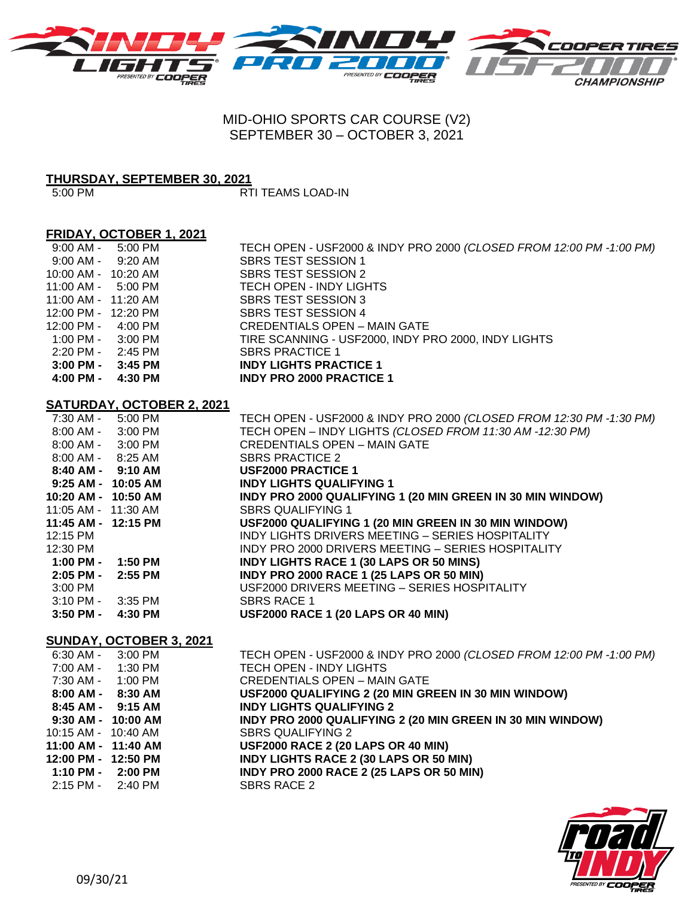# MID-OHIO SPORTS CAR COURSE (V2)

## SEPTEMBER 30 – OCTOBER 3, 2021

### THURSDAY, SEPTEMBER 30, 2021

| Time | Event |
|---|---|
| 5:00 PM | RTI TEAMS LOAD-IN |

### FRIDAY, OCTOBER 1, 2021

| Time | Event |
|---|---|
| 9:00 AM - 5:00 PM | TECH OPEN - USF2000 & INDY PRO 2000 *(CLOSED FROM 12:00 PM -1:00 PM)* |
| 9:00 AM - 9:20 AM | SBRS TEST SESSION 1 |
| 10:00 AM - 10:20 AM | SBRS TEST SESSION 2 |
| 11:00 AM - 5:00 PM | TECH OPEN - INDY LIGHTS |
| 11:00 AM - 11:20 AM | SBRS TEST SESSION 3 |
| 12:00 PM - 12:20 PM | SBRS TEST SESSION 4 |
| 12:00 PM - 4:00 PM | CREDENTIALS OPEN – MAIN GATE |
| 1:00 PM - 3:00 PM | TIRE SCANNING - USF2000, INDY PRO 2000, INDY LIGHTS |
| 2:20 PM - 2:45 PM | SBRS PRACTICE 1 |
| **3:00 PM - 3:45 PM** | **INDY LIGHTS PRACTICE 1** |
| **4:00 PM - 4:30 PM** | **INDY PRO 2000 PRACTICE 1** |

### SATURDAY, OCTOBER 2, 2021

| Time | Event |
|---|---|
| 7:30 AM - 5:00 PM | TECH OPEN - USF2000 & INDY PRO 2000 *(CLOSED FROM 12:30 PM -1:30 PM)* |
| 8:00 AM - 3:00 PM | TECH OPEN – INDY LIGHTS *(CLOSED FROM 11:30 AM -12:30 PM)* |
| 8:00 AM - 3:00 PM | CREDENTIALS OPEN – MAIN GATE |
| 8:00 AM - 8:25 AM | SBRS PRACTICE 2 |
| **8:40 AM - 9:10 AM** | **USF2000 PRACTICE 1** |
| **9:25 AM - 10:05 AM** | **INDY LIGHTS QUALIFYING 1** |
| **10:20 AM - 10:50 AM** | **INDY PRO 2000 QUALIFYING 1 (20 MIN GREEN IN 30 MIN WINDOW)** |
| 11:05 AM - 11:30 AM | SBRS QUALIFYING 1 |
| **11:45 AM - 12:15 PM** | **USF2000 QUALIFYING 1 (20 MIN GREEN IN 30 MIN WINDOW)** |
| 12:15 PM | INDY LIGHTS DRIVERS MEETING – SERIES HOSPITALITY |
| 12:30 PM | INDY PRO 2000 DRIVERS MEETING – SERIES HOSPITALITY |
| **1:00 PM - 1:50 PM** | **INDY LIGHTS RACE 1 (30 LAPS OR 50 MINS)** |
| **2:05 PM - 2:55 PM** | **INDY PRO 2000 RACE 1 (25 LAPS OR 50 MIN)** |
| 3:00 PM | USF2000 DRIVERS MEETING – SERIES HOSPITALITY |
| 3:10 PM - 3:35 PM | SBRS RACE 1 |
| **3:50 PM - 4:30 PM** | **USF2000 RACE 1 (20 LAPS OR 40 MIN)** |

### SUNDAY, OCTOBER 3, 2021

| Time | Event |
|---|---|
| 6:30 AM - 3:00 PM | TECH OPEN - USF2000 & INDY PRO 2000 *(CLOSED FROM 12:00 PM -1:00 PM)* |
| 7:00 AM - 1:30 PM | TECH OPEN - INDY LIGHTS |
| 7:30 AM - 1:00 PM | CREDENTIALS OPEN – MAIN GATE |
| **8:00 AM - 8:30 AM** | **USF2000 QUALIFYING 2 (20 MIN GREEN IN 30 MIN WINDOW)** |
| **8:45 AM - 9:15 AM** | **INDY LIGHTS QUALIFYING 2** |
| **9:30 AM - 10:00 AM** | **INDY PRO 2000 QUALIFYING 2 (20 MIN GREEN IN 30 MIN WINDOW)** |
| 10:15 AM - 10:40 AM | SBRS QUALIFYING 2 |
| **11:00 AM - 11:40 AM** | **USF2000 RACE 2 (20 LAPS OR 40 MIN)** |
| **12:00 PM - 12:50 PM** | **INDY LIGHTS RACE 2 (30 LAPS OR 50 MIN)** |
| **1:10 PM - 2:00 PM** | **INDY PRO 2000 RACE 2 (25 LAPS OR 50 MIN)** |
| 2:15 PM - 2:40 PM | SBRS RACE 2 |

09/30/21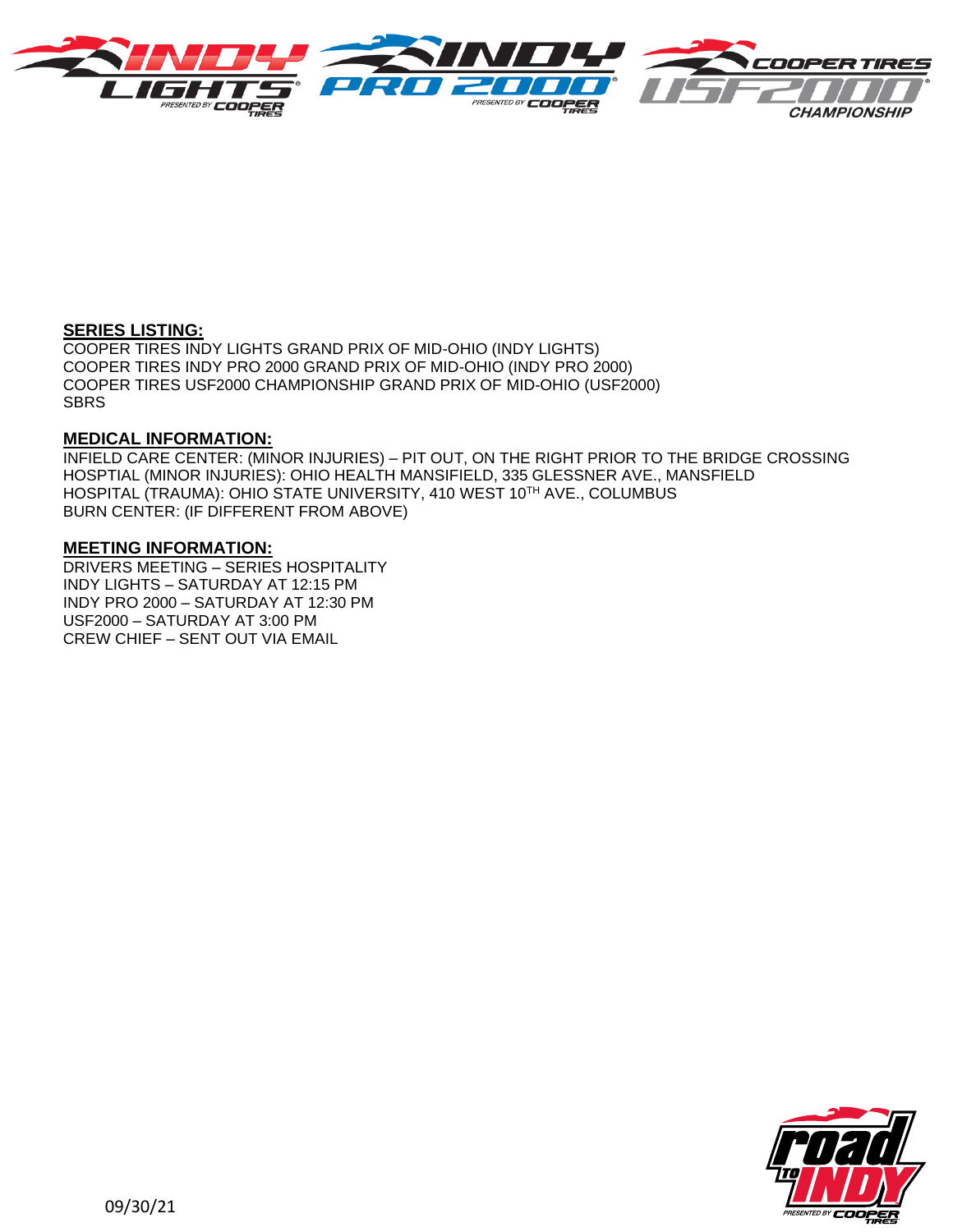**SERIES LISTING:**
COOPER TIRES INDY LIGHTS GRAND PRIX OF MID-OHIO (INDY LIGHTS)
COOPER TIRES INDY PRO 2000 GRAND PRIX OF MID-OHIO (INDY PRO 2000)
COOPER TIRES USF2000 CHAMPIONSHIP GRAND PRIX OF MID-OHIO (USF2000)
SBRS

**MEDICAL INFORMATION:**
INFIELD CARE CENTER: (MINOR INJURIES) – PIT OUT, ON THE RIGHT PRIOR TO THE BRIDGE CROSSING
HOSPTIAL (MINOR INJURIES): OHIO HEALTH MANSIFIELD, 335 GLESSNER AVE., MANSFIELD
HOSPITAL (TRAUMA): OHIO STATE UNIVERSITY, 410 WEST 10TH AVE., COLUMBUS
BURN CENTER: (IF DIFFERENT FROM ABOVE)

**MEETING INFORMATION:**
DRIVERS MEETING – SERIES HOSPITALITY
INDY LIGHTS – SATURDAY AT 12:15 PM
INDY PRO 2000 – SATURDAY AT 12:30 PM
USF2000 – SATURDAY AT 3:00 PM
CREW CHIEF – SENT OUT VIA EMAIL

09/30/21